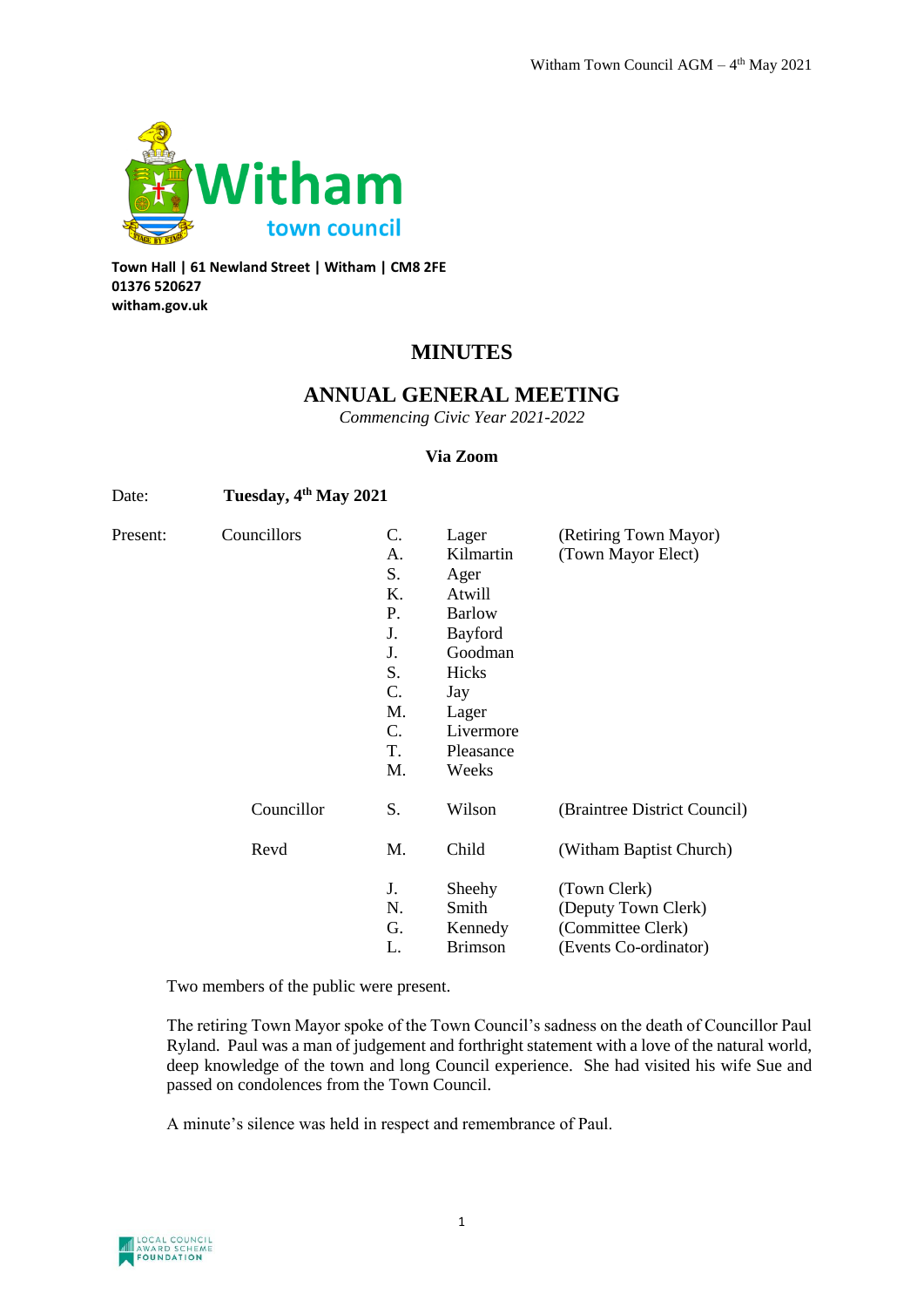**Town Hall | 61 Newland Street | Witham | CM8 2FE**
**01376 520627**
**witham.gov.uk**

# MINUTES

## ANNUAL GENERAL MEETING

*Commencing Civic Year 2021-2022*

**Via Zoom**

Date: **Tuesday, 4th May 2021**

| Present: | | | | |
|---|---|---|---|---|
| | Councillors | C. | Lager | (Retiring Town Mayor) |
| | | A. | Kilmartin | (Town Mayor Elect) |
| | | S. | Ager | |
| | | K. | Atwill | |
| | | P. | Barlow | |
| | | J. | Bayford | |
| | | J. | Goodman | |
| | | S. | Hicks | |
| | | C. | Jay | |
| | | M. | Lager | |
| | | C. | Livermore | |
| | | T. | Pleasance | |
| | | M. | Weeks | |
| | Councillor | S. | Wilson | (Braintree District Council) |
| | Revd | M. | Child | (Witham Baptist Church) |
| | | J. | Sheehy | (Town Clerk) |
| | | N. | Smith | (Deputy Town Clerk) |
| | | G. | Kennedy | (Committee Clerk) |
| | | L. | Brimson | (Events Co-ordinator) |

Two members of the public were present.

The retiring Town Mayor spoke of the Town Council's sadness on the death of Councillor Paul Ryland. Paul was a man of judgement and forthright statement with a love of the natural world, deep knowledge of the town and long Council experience. She had visited his wife Sue and passed on condolences from the Town Council.

A minute's silence was held in respect and remembrance of Paul.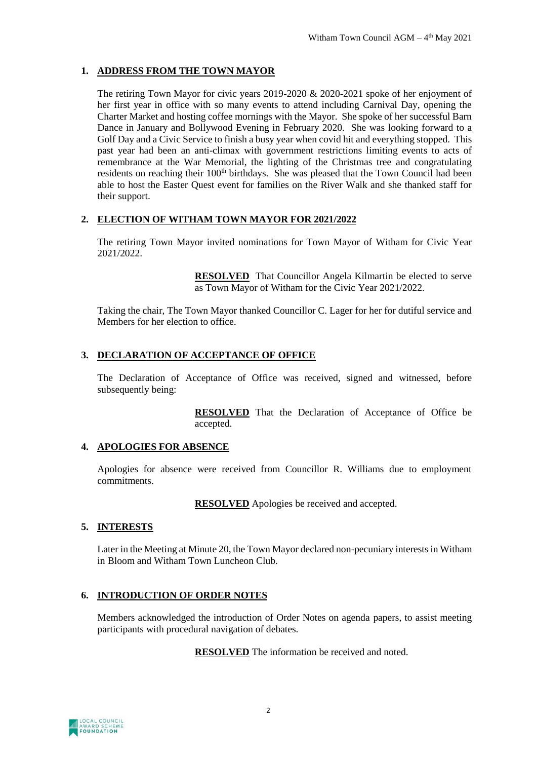## 1. ADDRESS FROM THE TOWN MAYOR

The retiring Town Mayor for civic years 2019-2020 & 2020-2021 spoke of her enjoyment of her first year in office with so many events to attend including Carnival Day, opening the Charter Market and hosting coffee mornings with the Mayor. She spoke of her successful Barn Dance in January and Bollywood Evening in February 2020. She was looking forward to a Golf Day and a Civic Service to finish a busy year when covid hit and everything stopped. This past year had been an anti-climax with government restrictions limiting events to acts of remembrance at the War Memorial, the lighting of the Christmas tree and congratulating residents on reaching their 100th birthdays. She was pleased that the Town Council had been able to host the Easter Quest event for families on the River Walk and she thanked staff for their support.

## 2. ELECTION OF WITHAM TOWN MAYOR FOR 2021/2022

The retiring Town Mayor invited nominations for Town Mayor of Witham for Civic Year 2021/2022.

> **RESOLVED** That Councillor Angela Kilmartin be elected to serve as Town Mayor of Witham for the Civic Year 2021/2022.

Taking the chair, The Town Mayor thanked Councillor C. Lager for her for dutiful service and Members for her election to office.

## 3. DECLARATION OF ACCEPTANCE OF OFFICE

The Declaration of Acceptance of Office was received, signed and witnessed, before subsequently being:

> **RESOLVED** That the Declaration of Acceptance of Office be accepted.

## 4. APOLOGIES FOR ABSENCE

Apologies for absence were received from Councillor R. Williams due to employment commitments.

> **RESOLVED** Apologies be received and accepted.

## 5. INTERESTS

Later in the Meeting at Minute 20, the Town Mayor declared non-pecuniary interests in Witham in Bloom and Witham Town Luncheon Club.

## 6. INTRODUCTION OF ORDER NOTES

Members acknowledged the introduction of Order Notes on agenda papers, to assist meeting participants with procedural navigation of debates.

> **RESOLVED** The information be received and noted.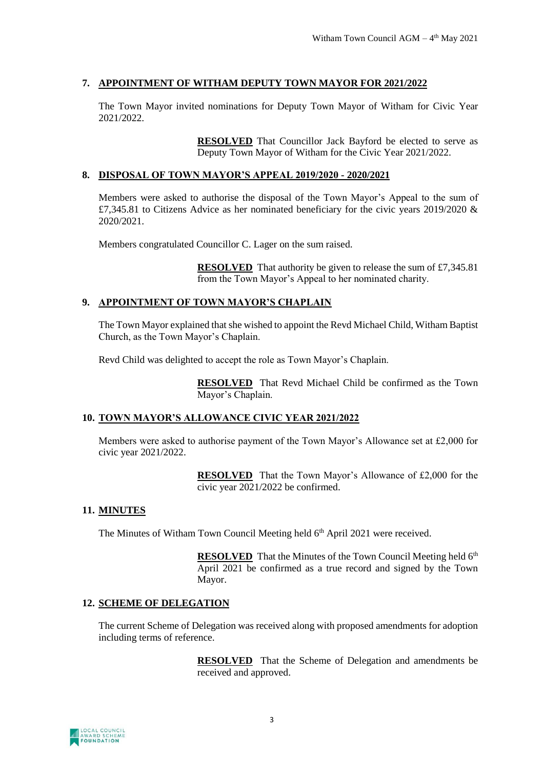## 7. APPOINTMENT OF WITHAM DEPUTY TOWN MAYOR FOR 2021/2022

The Town Mayor invited nominations for Deputy Town Mayor of Witham for Civic Year 2021/2022.

> **RESOLVED** That Councillor Jack Bayford be elected to serve as Deputy Town Mayor of Witham for the Civic Year 2021/2022.

## 8. DISPOSAL OF TOWN MAYOR'S APPEAL 2019/2020 - 2020/2021

Members were asked to authorise the disposal of the Town Mayor's Appeal to the sum of £7,345.81 to Citizens Advice as her nominated beneficiary for the civic years 2019/2020 & 2020/2021.

Members congratulated Councillor C. Lager on the sum raised.

> **RESOLVED** That authority be given to release the sum of £7,345.81 from the Town Mayor's Appeal to her nominated charity.

## 9. APPOINTMENT OF TOWN MAYOR'S CHAPLAIN

The Town Mayor explained that she wished to appoint the Revd Michael Child, Witham Baptist Church, as the Town Mayor's Chaplain.

Revd Child was delighted to accept the role as Town Mayor's Chaplain.

> **RESOLVED** That Revd Michael Child be confirmed as the Town Mayor's Chaplain.

## 10. TOWN MAYOR'S ALLOWANCE CIVIC YEAR 2021/2022

Members were asked to authorise payment of the Town Mayor's Allowance set at £2,000 for civic year 2021/2022.

> **RESOLVED** That the Town Mayor's Allowance of £2,000 for the civic year 2021/2022 be confirmed.

## 11. MINUTES

The Minutes of Witham Town Council Meeting held 6th April 2021 were received.

> **RESOLVED** That the Minutes of the Town Council Meeting held 6th April 2021 be confirmed as a true record and signed by the Town Mayor.

## 12. SCHEME OF DELEGATION

The current Scheme of Delegation was received along with proposed amendments for adoption including terms of reference.

> **RESOLVED** That the Scheme of Delegation and amendments be received and approved.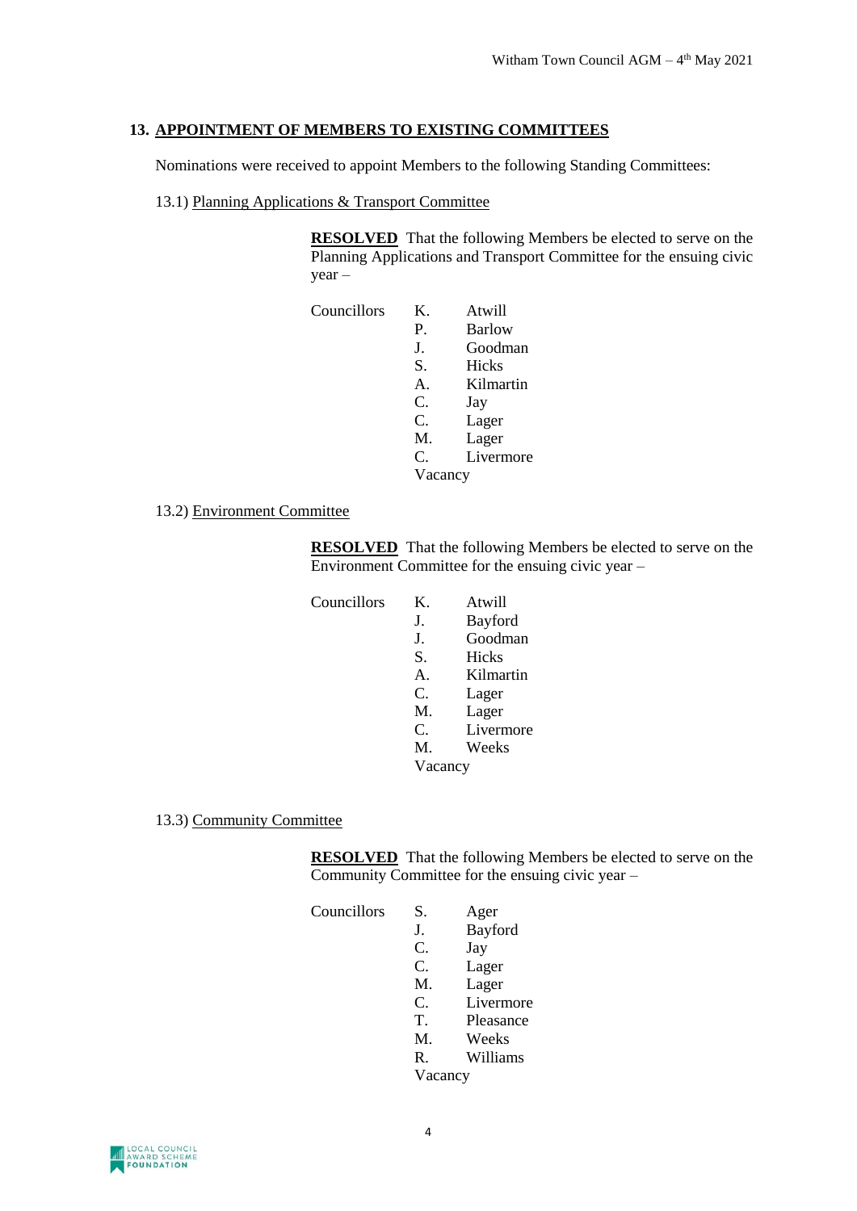## 13. APPOINTMENT OF MEMBERS TO EXISTING COMMITTEES

Nominations were received to appoint Members to the following Standing Committees:

13.1) Planning Applications & Transport Committee

**RESOLVED** That the following Members be elected to serve on the Planning Applications and Transport Committee for the ensuing civic year –

Councillors
- K. Atwill
- P. Barlow
- J. Goodman
- S. Hicks
- A. Kilmartin
- C. Jay
- C. Lager
- M. Lager
- C. Livermore
- Vacancy

13.2) Environment Committee

**RESOLVED** That the following Members be elected to serve on the Environment Committee for the ensuing civic year –

Councillors
- K. Atwill
- J. Bayford
- J. Goodman
- S. Hicks
- A. Kilmartin
- C. Lager
- M. Lager
- C. Livermore
- M. Weeks
- Vacancy

13.3) Community Committee

**RESOLVED** That the following Members be elected to serve on the Community Committee for the ensuing civic year –

Councillors
- S. Ager
- J. Bayford
- C. Jay
- C. Lager
- M. Lager
- C. Livermore
- T. Pleasance
- M. Weeks
- R. Williams
- Vacancy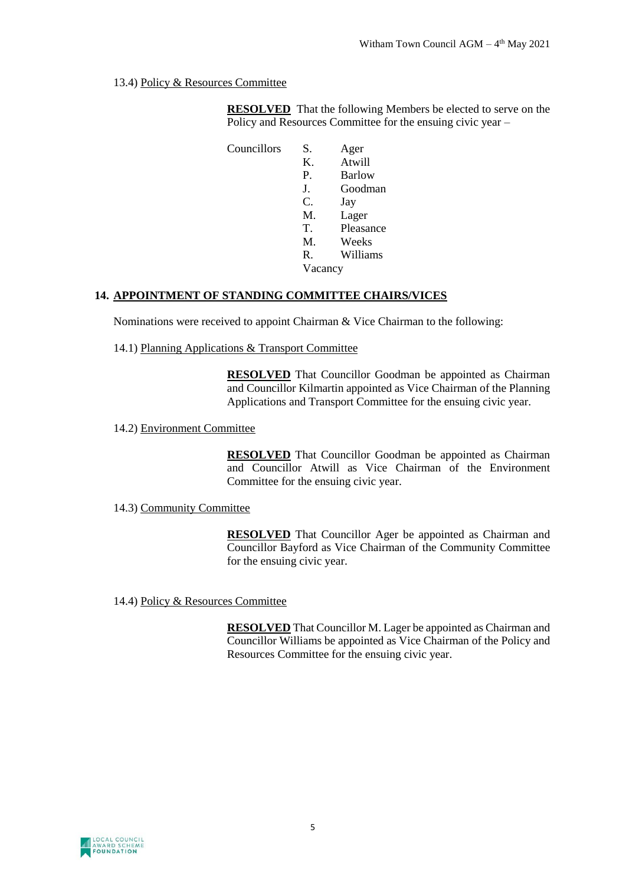13.4) Policy & Resources Committee

**RESOLVED** That the following Members be elected to serve on the Policy and Resources Committee for the ensuing civic year –

| Councillors | | |
|---|---|---|
| | S. | Ager |
| | K. | Atwill |
| | P. | Barlow |
| | J. | Goodman |
| | C. | Jay |
| | M. | Lager |
| | T. | Pleasance |
| | M. | Weeks |
| | R. | Williams |
| | Vacancy | |

## 14. APPOINTMENT OF STANDING COMMITTEE CHAIRS/VICES

Nominations were received to appoint Chairman & Vice Chairman to the following:

14.1) Planning Applications & Transport Committee

**RESOLVED** That Councillor Goodman be appointed as Chairman and Councillor Kilmartin appointed as Vice Chairman of the Planning Applications and Transport Committee for the ensuing civic year.

14.2) Environment Committee

**RESOLVED** That Councillor Goodman be appointed as Chairman and Councillor Atwill as Vice Chairman of the Environment Committee for the ensuing civic year.

14.3) Community Committee

**RESOLVED** That Councillor Ager be appointed as Chairman and Councillor Bayford as Vice Chairman of the Community Committee for the ensuing civic year.

14.4) Policy & Resources Committee

**RESOLVED** That Councillor M. Lager be appointed as Chairman and Councillor Williams be appointed as Vice Chairman of the Policy and Resources Committee for the ensuing civic year.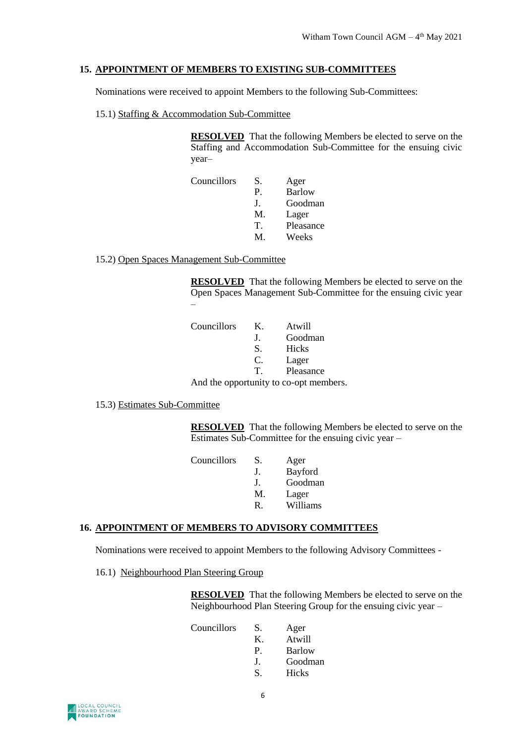## 15. APPOINTMENT OF MEMBERS TO EXISTING SUB-COMMITTEES

Nominations were received to appoint Members to the following Sub-Committees:

15.1) Staffing & Accommodation Sub-Committee

**RESOLVED** That the following Members be elected to serve on the Staffing and Accommodation Sub-Committee for the ensuing civic year–

Councillors
- S. Ager
- P. Barlow
- J. Goodman
- M. Lager
- T. Pleasance
- M. Weeks

15.2) Open Spaces Management Sub-Committee

**RESOLVED** That the following Members be elected to serve on the Open Spaces Management Sub-Committee for the ensuing civic year –

Councillors
- K. Atwill
- J. Goodman
- S. Hicks
- C. Lager
- T. Pleasance

And the opportunity to co-opt members.

15.3) Estimates Sub-Committee

**RESOLVED** That the following Members be elected to serve on the Estimates Sub-Committee for the ensuing civic year –

Councillors
- S. Ager
- J. Bayford
- J. Goodman
- M. Lager
- R. Williams

## 16. APPOINTMENT OF MEMBERS TO ADVISORY COMMITTEES

Nominations were received to appoint Members to the following Advisory Committees -

16.1) Neighbourhood Plan Steering Group

**RESOLVED** That the following Members be elected to serve on the Neighbourhood Plan Steering Group for the ensuing civic year –

Councillors
- S. Ager
- K. Atwill
- P. Barlow
- J. Goodman
- S. Hicks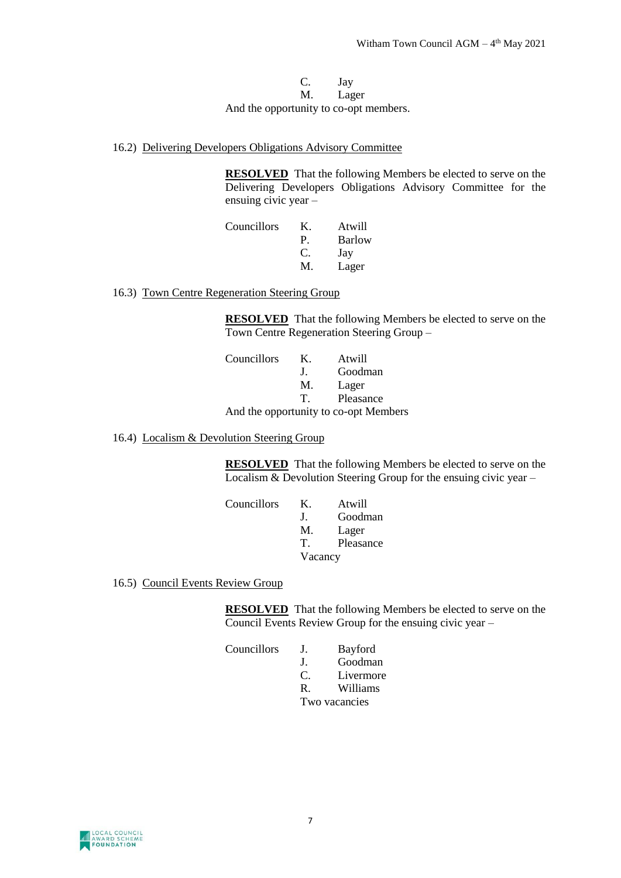C. Jay
M. Lager

And the opportunity to co-opt members.

16.2) Delivering Developers Obligations Advisory Committee

**RESOLVED** That the following Members be elected to serve on the Delivering Developers Obligations Advisory Committee for the ensuing civic year –

Councillors K. Atwill
P. Barlow
C. Jay
M. Lager

16.3) Town Centre Regeneration Steering Group

**RESOLVED** That the following Members be elected to serve on the Town Centre Regeneration Steering Group –

Councillors K. Atwill
J. Goodman
M. Lager
T. Pleasance

And the opportunity to co-opt Members

16.4) Localism & Devolution Steering Group

**RESOLVED** That the following Members be elected to serve on the Localism & Devolution Steering Group for the ensuing civic year –

Councillors K. Atwill
J. Goodman
M. Lager
T. Pleasance
Vacancy

16.5) Council Events Review Group

**RESOLVED** That the following Members be elected to serve on the Council Events Review Group for the ensuing civic year –

Councillors J. Bayford
J. Goodman
C. Livermore
R. Williams
Two vacancies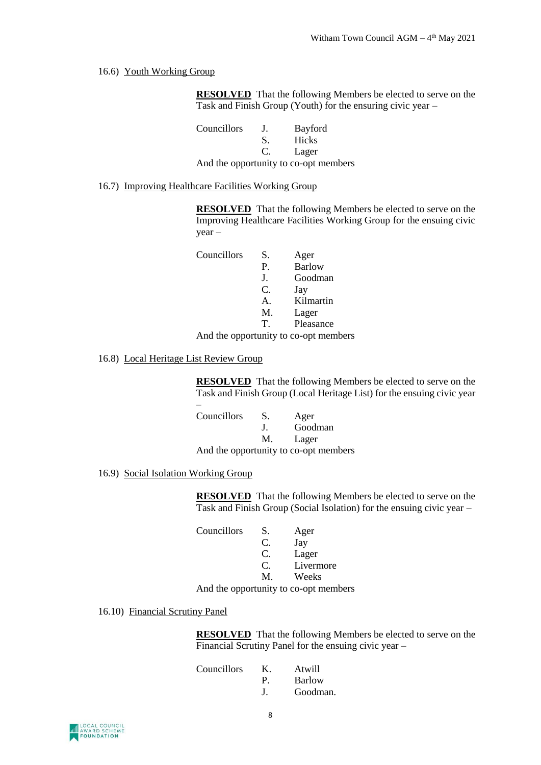16.6) Youth Working Group

**RESOLVED** That the following Members be elected to serve on the Task and Finish Group (Youth) for the ensuring civic year –

| Councillors | J. | Bayford |
|---|---|---|
| | S. | Hicks |
| | C. | Lager |

And the opportunity to co-opt members

16.7) Improving Healthcare Facilities Working Group

**RESOLVED** That the following Members be elected to serve on the Improving Healthcare Facilities Working Group for the ensuing civic year –

| Councillors | S. | Ager |
|---|---|---|
| | P. | Barlow |
| | J. | Goodman |
| | C. | Jay |
| | A. | Kilmartin |
| | M. | Lager |
| | T. | Pleasance |

And the opportunity to co-opt members

16.8) Local Heritage List Review Group

**RESOLVED** That the following Members be elected to serve on the Task and Finish Group (Local Heritage List) for the ensuing civic year –

| Councillors | S. | Ager |
|---|---|---|
| | J. | Goodman |
| | M. | Lager |

And the opportunity to co-opt members

16.9) Social Isolation Working Group

**RESOLVED** That the following Members be elected to serve on the Task and Finish Group (Social Isolation) for the ensuing civic year –

| Councillors | S. | Ager |
|---|---|---|
| | C. | Jay |
| | C. | Lager |
| | C. | Livermore |
| | M. | Weeks |

And the opportunity to co-opt members

16.10) Financial Scrutiny Panel

**RESOLVED** That the following Members be elected to serve on the Financial Scrutiny Panel for the ensuing civic year –

| Councillors | K. | Atwill |
|---|---|---|
| | P. | Barlow |
| | J. | Goodman. |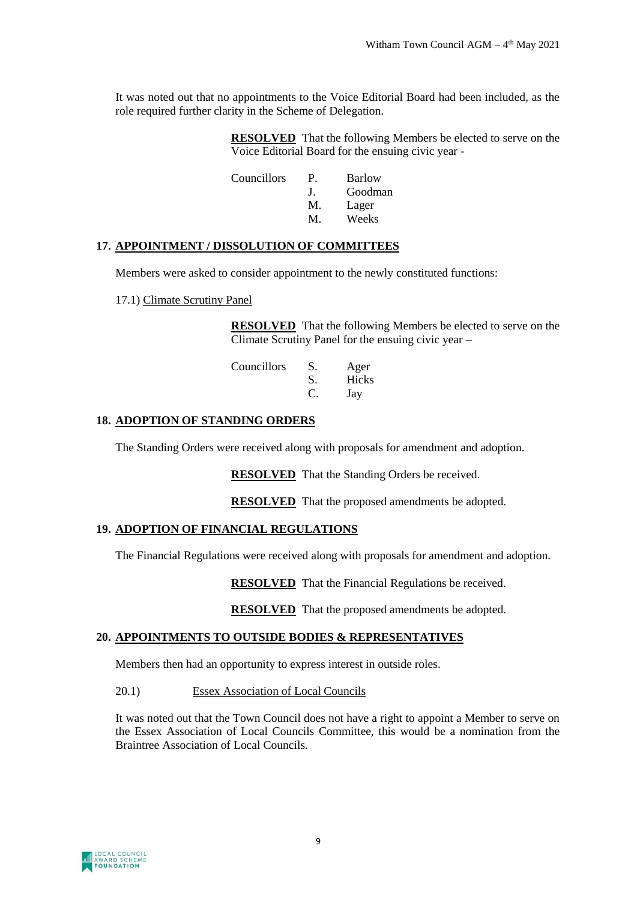It was noted out that no appointments to the Voice Editorial Board had been included, as the role required further clarity in the Scheme of Delegation.

**RESOLVED** That the following Members be elected to serve on the Voice Editorial Board for the ensuing civic year -

Councillors P. Barlow
J. Goodman
M. Lager
M. Weeks

## 17. APPOINTMENT / DISSOLUTION OF COMMITTEES

Members were asked to consider appointment to the newly constituted functions:

17.1) Climate Scrutiny Panel

**RESOLVED** That the following Members be elected to serve on the Climate Scrutiny Panel for the ensuing civic year –

Councillors S. Ager
S. Hicks
C. Jay

## 18. ADOPTION OF STANDING ORDERS

The Standing Orders were received along with proposals for amendment and adoption.

**RESOLVED** That the Standing Orders be received.

**RESOLVED** That the proposed amendments be adopted.

## 19. ADOPTION OF FINANCIAL REGULATIONS

The Financial Regulations were received along with proposals for amendment and adoption.

**RESOLVED** That the Financial Regulations be received.

**RESOLVED** That the proposed amendments be adopted.

## 20. APPOINTMENTS TO OUTSIDE BODIES & REPRESENTATIVES

Members then had an opportunity to express interest in outside roles.

20.1) Essex Association of Local Councils

It was noted out that the Town Council does not have a right to appoint a Member to serve on the Essex Association of Local Councils Committee, this would be a nomination from the Braintree Association of Local Councils.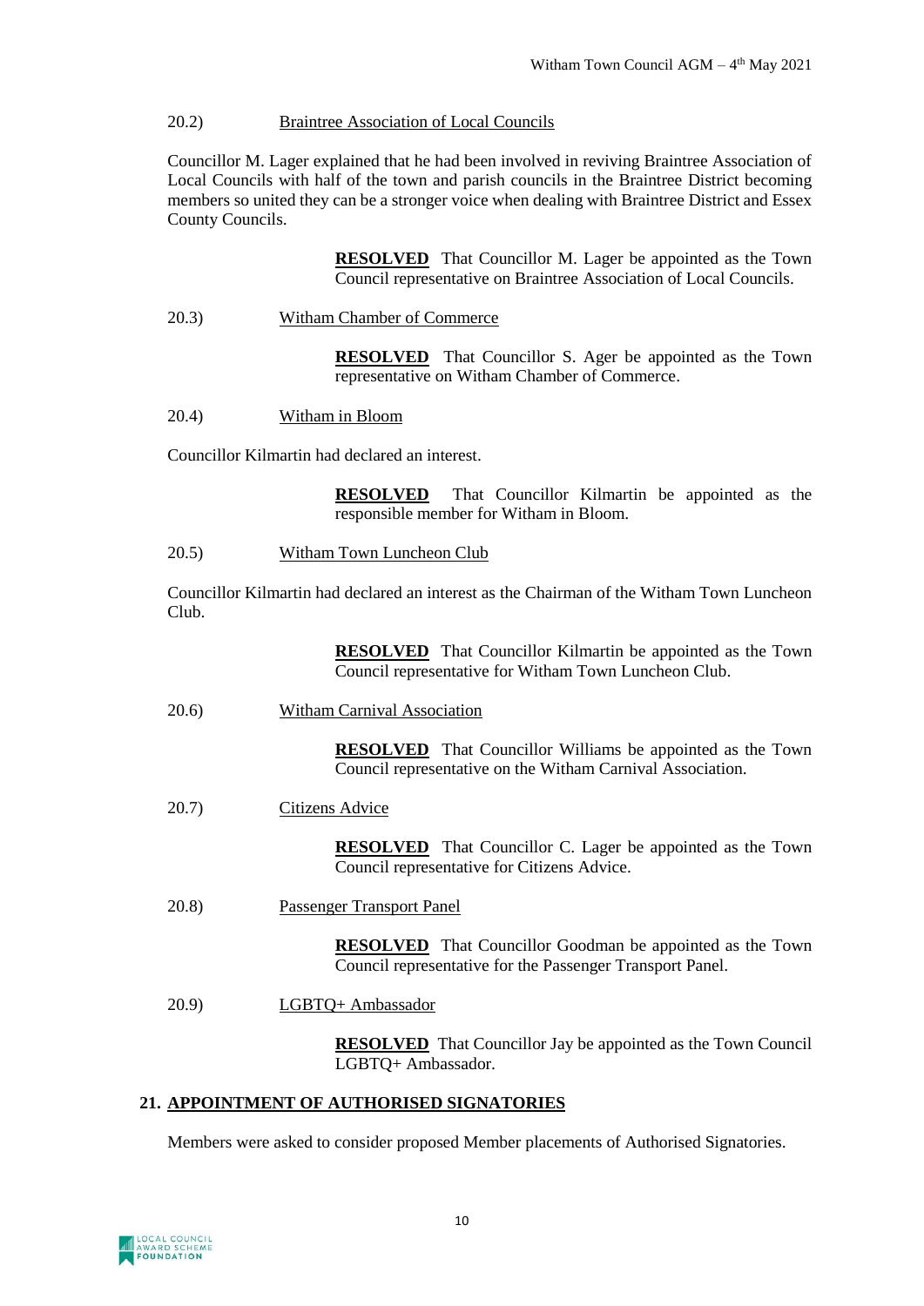20.2) Braintree Association of Local Councils

Councillor M. Lager explained that he had been involved in reviving Braintree Association of Local Councils with half of the town and parish councils in the Braintree District becoming members so united they can be a stronger voice when dealing with Braintree District and Essex County Councils.

> **RESOLVED** That Councillor M. Lager be appointed as the Town Council representative on Braintree Association of Local Councils.

20.3) Witham Chamber of Commerce

> **RESOLVED** That Councillor S. Ager be appointed as the Town representative on Witham Chamber of Commerce.

20.4) Witham in Bloom

Councillor Kilmartin had declared an interest.

> **RESOLVED** That Councillor Kilmartin be appointed as the responsible member for Witham in Bloom.

20.5) Witham Town Luncheon Club

Councillor Kilmartin had declared an interest as the Chairman of the Witham Town Luncheon Club.

> **RESOLVED** That Councillor Kilmartin be appointed as the Town Council representative for Witham Town Luncheon Club.

20.6) Witham Carnival Association

> **RESOLVED** That Councillor Williams be appointed as the Town Council representative on the Witham Carnival Association.

20.7) Citizens Advice

> **RESOLVED** That Councillor C. Lager be appointed as the Town Council representative for Citizens Advice.

20.8) Passenger Transport Panel

> **RESOLVED** That Councillor Goodman be appointed as the Town Council representative for the Passenger Transport Panel.

20.9) LGBTQ+ Ambassador

> **RESOLVED** That Councillor Jay be appointed as the Town Council LGBTQ+ Ambassador.

## 21. APPOINTMENT OF AUTHORISED SIGNATORIES

Members were asked to consider proposed Member placements of Authorised Signatories.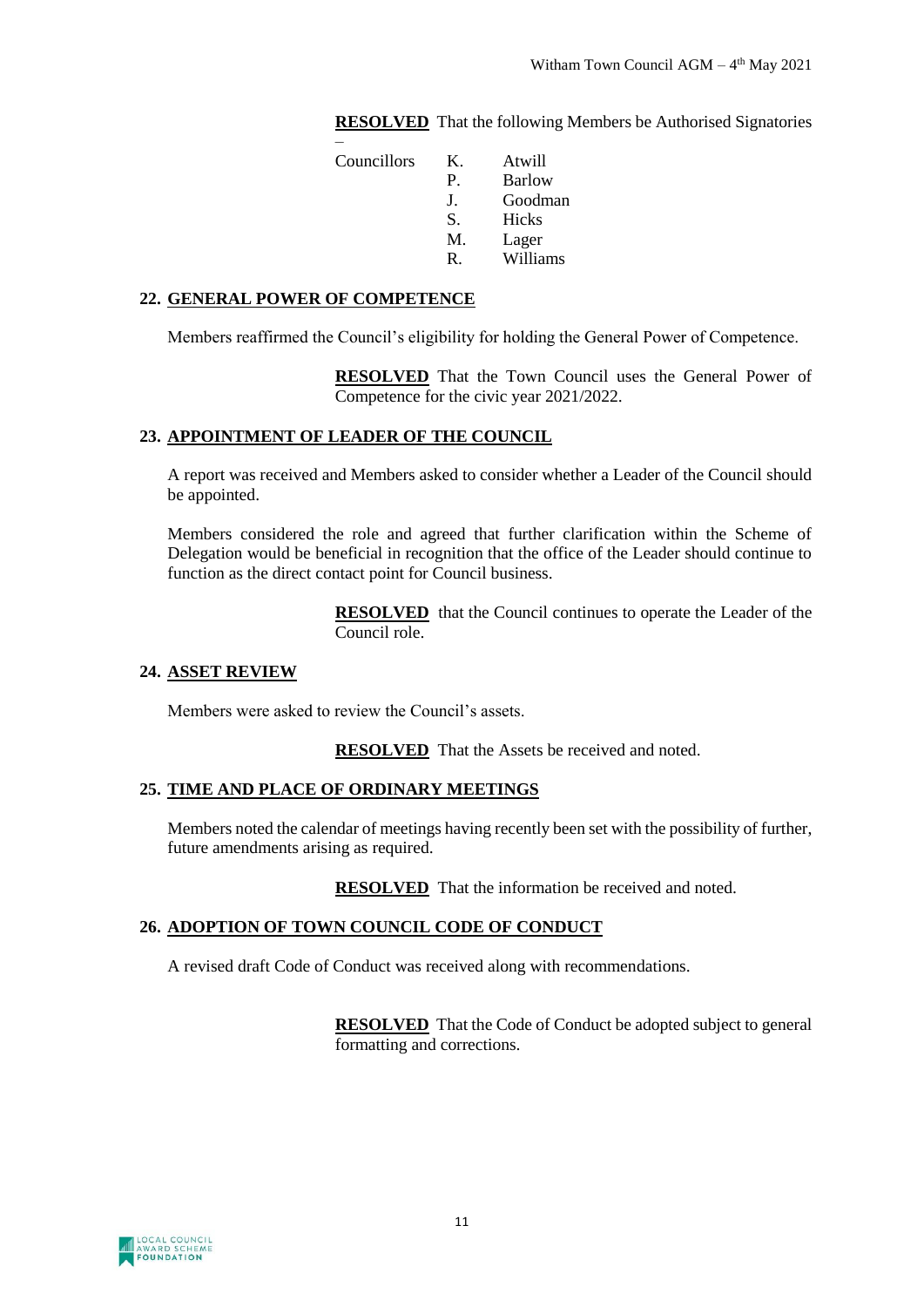**RESOLVED** That the following Members be Authorised Signatories –

| Councillors | K. | Atwill |
| --- | --- | --- |
| | P. | Barlow |
| | J. | Goodman |
| | S. | Hicks |
| | M. | Lager |
| | R. | Williams |

## 22. GENERAL POWER OF COMPETENCE

Members reaffirmed the Council's eligibility for holding the General Power of Competence.

**RESOLVED** That the Town Council uses the General Power of Competence for the civic year 2021/2022.

## 23. APPOINTMENT OF LEADER OF THE COUNCIL

A report was received and Members asked to consider whether a Leader of the Council should be appointed.

Members considered the role and agreed that further clarification within the Scheme of Delegation would be beneficial in recognition that the office of the Leader should continue to function as the direct contact point for Council business.

**RESOLVED** that the Council continues to operate the Leader of the Council role.

## 24. ASSET REVIEW

Members were asked to review the Council's assets.

**RESOLVED** That the Assets be received and noted.

## 25. TIME AND PLACE OF ORDINARY MEETINGS

Members noted the calendar of meetings having recently been set with the possibility of further, future amendments arising as required.

**RESOLVED** That the information be received and noted.

## 26. ADOPTION OF TOWN COUNCIL CODE OF CONDUCT

A revised draft Code of Conduct was received along with recommendations.

**RESOLVED** That the Code of Conduct be adopted subject to general formatting and corrections.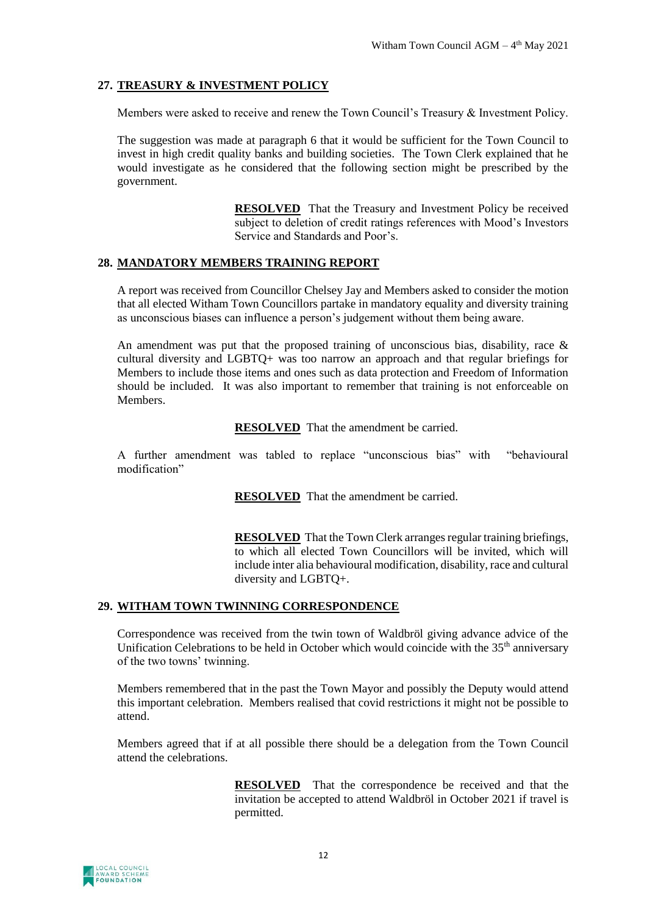## 27. TREASURY & INVESTMENT POLICY

Members were asked to receive and renew the Town Council's Treasury & Investment Policy.

The suggestion was made at paragraph 6 that it would be sufficient for the Town Council to invest in high credit quality banks and building societies. The Town Clerk explained that he would investigate as he considered that the following section might be prescribed by the government.

> **RESOLVED** That the Treasury and Investment Policy be received subject to deletion of credit ratings references with Mood's Investors Service and Standards and Poor's.

## 28. MANDATORY MEMBERS TRAINING REPORT

A report was received from Councillor Chelsey Jay and Members asked to consider the motion that all elected Witham Town Councillors partake in mandatory equality and diversity training as unconscious biases can influence a person's judgement without them being aware.

An amendment was put that the proposed training of unconscious bias, disability, race & cultural diversity and LGBTQ+ was too narrow an approach and that regular briefings for Members to include those items and ones such as data protection and Freedom of Information should be included. It was also important to remember that training is not enforceable on Members.

> **RESOLVED** That the amendment be carried.

A further amendment was tabled to replace "unconscious bias" with "behavioural modification"

> **RESOLVED** That the amendment be carried.

> **RESOLVED** That the Town Clerk arranges regular training briefings, to which all elected Town Councillors will be invited, which will include inter alia behavioural modification, disability, race and cultural diversity and LGBTQ+.

## 29. WITHAM TOWN TWINNING CORRESPONDENCE

Correspondence was received from the twin town of Waldbröl giving advance advice of the Unification Celebrations to be held in October which would coincide with the 35th anniversary of the two towns' twinning.

Members remembered that in the past the Town Mayor and possibly the Deputy would attend this important celebration. Members realised that covid restrictions it might not be possible to attend.

Members agreed that if at all possible there should be a delegation from the Town Council attend the celebrations.

> **RESOLVED** That the correspondence be received and that the invitation be accepted to attend Waldbröl in October 2021 if travel is permitted.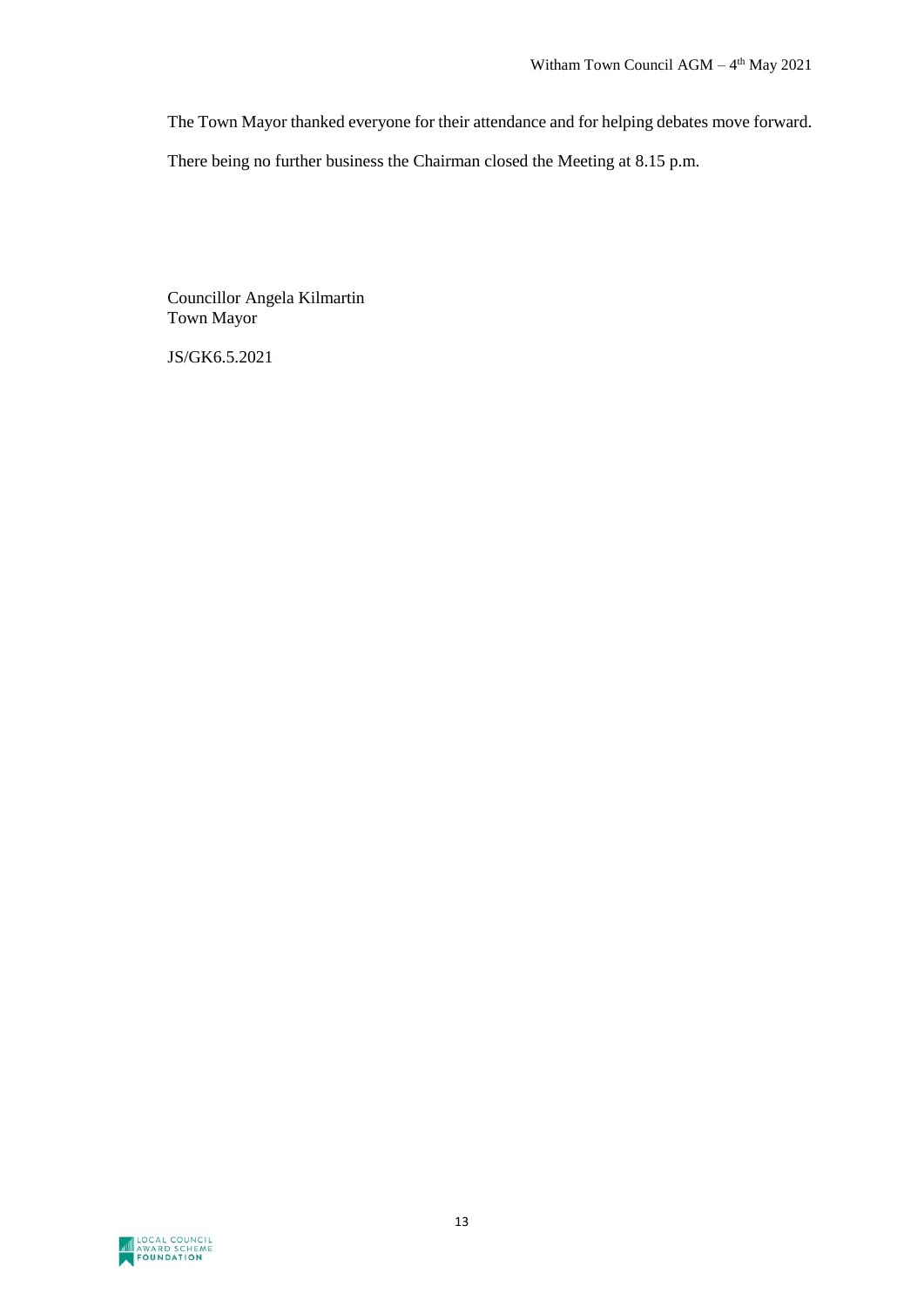The Town Mayor thanked everyone for their attendance and for helping debates move forward.

There being no further business the Chairman closed the Meeting at 8.15 p.m.

Councillor Angela Kilmartin
Town Mayor

JS/GK6.5.2021